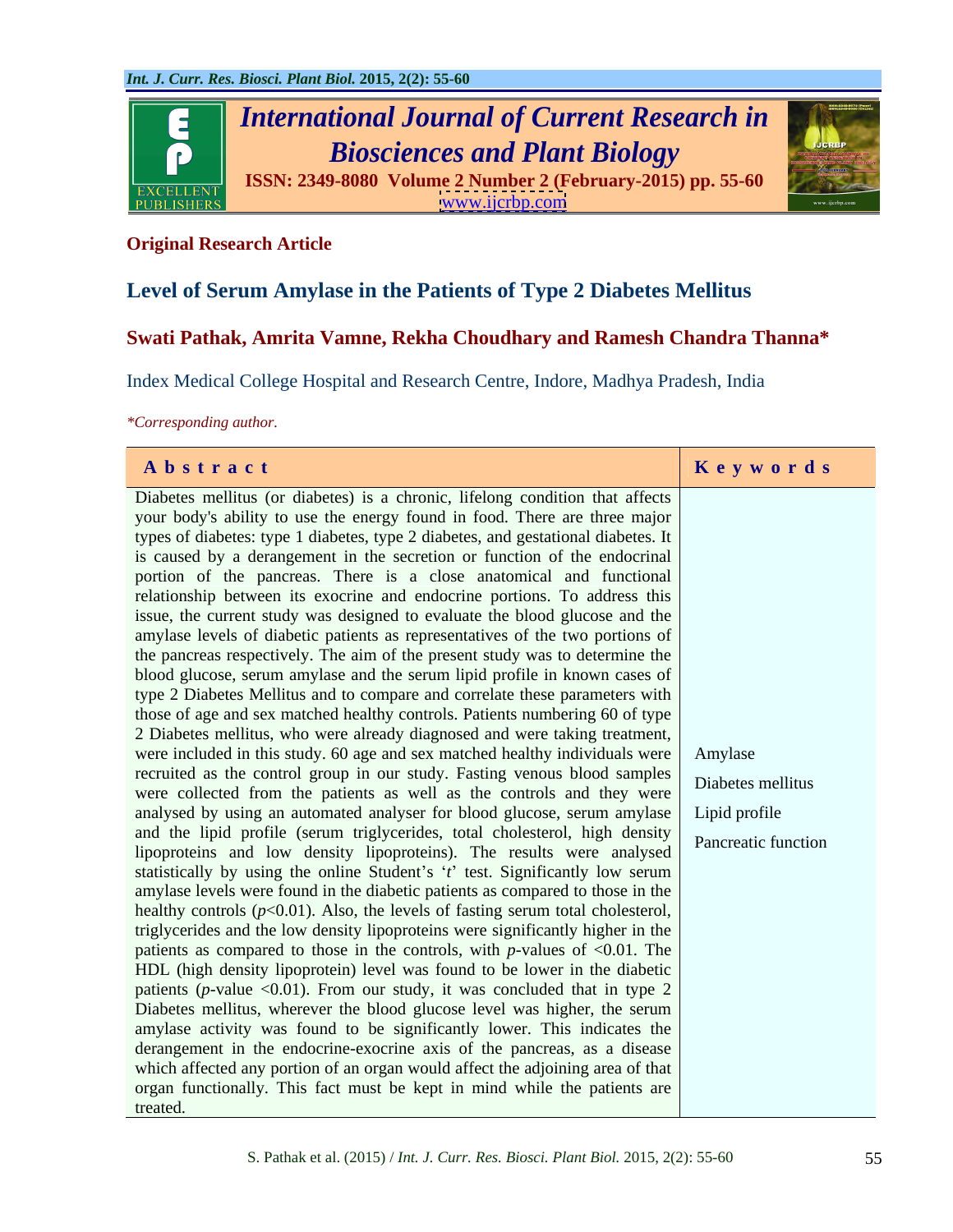# International Journal of Current Research in Biosciences and Plant Biology

**ISSN: 2349-8080 Volume 2 Number 2 (February-2015) pp. 55-60**
www.ijcrbp.com

**Original Research Article**

## Level of Serum Amylase in the Patients of Type 2 Diabetes Mellitus

**Swati Pathak, Amrita Vamne, Rekha Choudhary and Ramesh Chandra Thanna***

Index Medical College Hospital and Research Centre, Indore, Madhya Pradesh, India

*\*Corresponding author.*

### Abstract

Diabetes mellitus (or diabetes) is a chronic, lifelong condition that affects your body's ability to use the energy found in food. There are three major types of diabetes: type 1 diabetes, type 2 diabetes, and gestational diabetes. It is caused by a derangement in the secretion or function of the endocrinal portion of the pancreas. There is a close anatomical and functional relationship between its exocrine and endocrine portions. To address this issue, the current study was designed to evaluate the blood glucose and the amylase levels of diabetic patients as representatives of the two portions of the pancreas respectively. The aim of the present study was to determine the blood glucose, serum amylase and the serum lipid profile in known cases of type 2 Diabetes Mellitus and to compare and correlate these parameters with those of age and sex matched healthy controls. Patients numbering 60 of type 2 Diabetes mellitus, who were already diagnosed and were taking treatment, were included in this study. 60 age and sex matched healthy individuals were recruited as the control group in our study. Fasting venous blood samples were collected from the patients as well as the controls and they were analysed by using an automated analyser for blood glucose, serum amylase and the lipid profile (serum triglycerides, total cholesterol, high density lipoproteins and low density lipoproteins). The results were analysed statistically by using the online Student's '*t*' test. Significantly low serum amylase levels were found in the diabetic patients as compared to those in the healthy controls ($p<0.01$). Also, the levels of fasting serum total cholesterol, triglycerides and the low density lipoproteins were significantly higher in the patients as compared to those in the controls, with *p*-values of <0.01. The HDL (high density lipoprotein) level was found to be lower in the diabetic patients (*p*-value <0.01). From our study, it was concluded that in type 2 Diabetes mellitus, wherever the blood glucose level was higher, the serum amylase activity was found to be significantly lower. This indicates the derangement in the endocrine-exocrine axis of the pancreas, as a disease which affected any portion of an organ would affect the adjoining area of that organ functionally. This fact must be kept in mind while the patients are treated.

### Keywords

Amylase
Diabetes mellitus
Lipid profile
Pancreatic function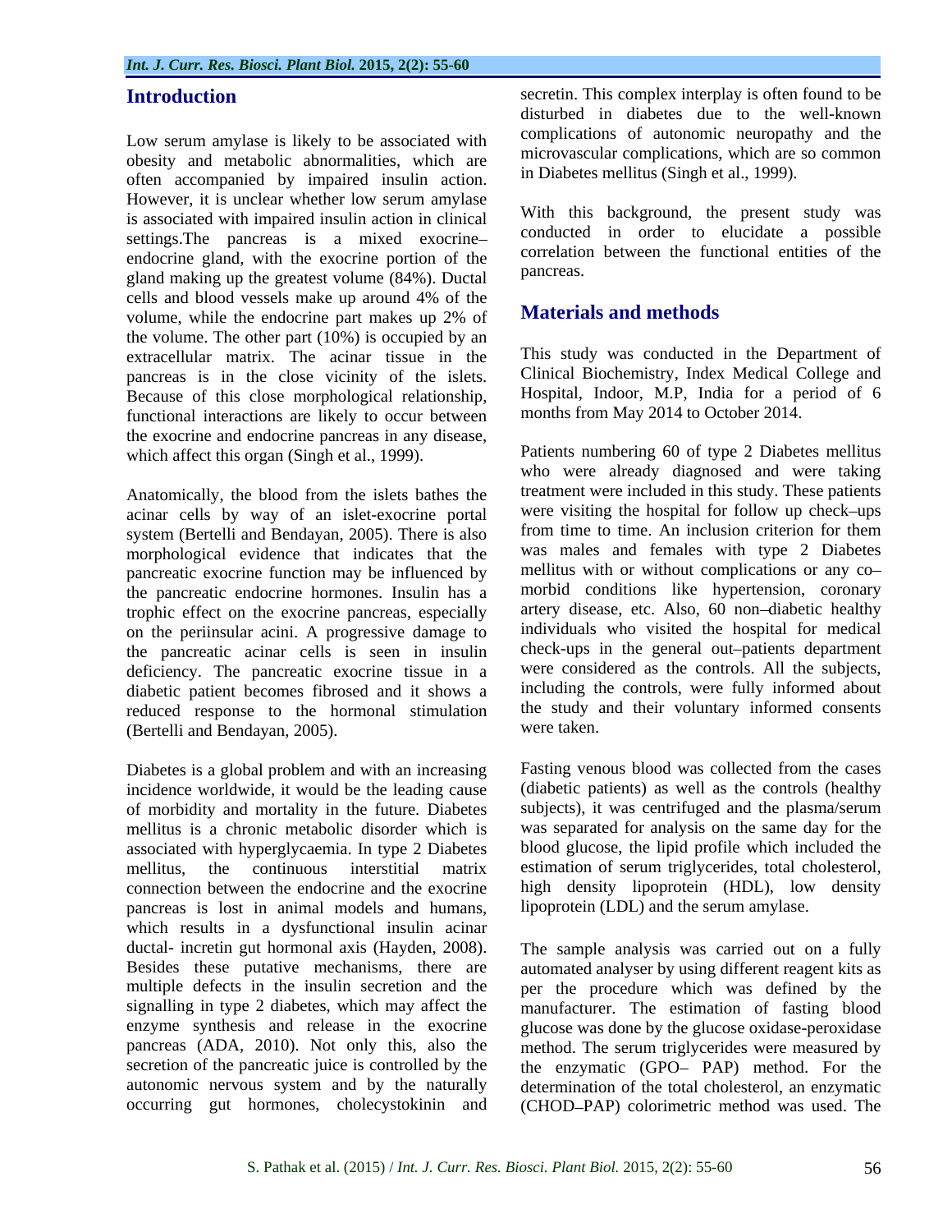## Introduction

Low serum amylase is likely to be associated with obesity and metabolic abnormalities, which are often accompanied by impaired insulin action. However, it is unclear whether low serum amylase is associated with impaired insulin action in clinical settings.The pancreas is a mixed exocrine–endocrine gland, with the exocrine portion of the gland making up the greatest volume (84%). Ductal cells and blood vessels make up around 4% of the volume, while the endocrine part makes up 2% of the volume. The other part (10%) is occupied by an extracellular matrix. The acinar tissue in the pancreas is in the close vicinity of the islets. Because of this close morphological relationship, functional interactions are likely to occur between the exocrine and endocrine pancreas in any disease, which affect this organ (Singh et al., 1999).

Anatomically, the blood from the islets bathes the acinar cells by way of an islet-exocrine portal system (Bertelli and Bendayan, 2005). There is also morphological evidence that indicates that the pancreatic exocrine function may be influenced by the pancreatic endocrine hormones. Insulin has a trophic effect on the exocrine pancreas, especially on the periinsular acini. A progressive damage to the pancreatic acinar cells is seen in insulin deficiency. The pancreatic exocrine tissue in a diabetic patient becomes fibrosed and it shows a reduced response to the hormonal stimulation (Bertelli and Bendayan, 2005).

Diabetes is a global problem and with an increasing incidence worldwide, it would be the leading cause of morbidity and mortality in the future. Diabetes mellitus is a chronic metabolic disorder which is associated with hyperglycaemia. In type 2 Diabetes mellitus, the continuous interstitial matrix connection between the endocrine and the exocrine pancreas is lost in animal models and humans, which results in a dysfunctional insulin acinar ductal- incretin gut hormonal axis (Hayden, 2008). Besides these putative mechanisms, there are multiple defects in the insulin secretion and the signalling in type 2 diabetes, which may affect the enzyme synthesis and release in the exocrine pancreas (ADA, 2010). Not only this, also the secretion of the pancreatic juice is controlled by the autonomic nervous system and by the naturally occurring gut hormones, cholecystokinin and secretin. This complex interplay is often found to be disturbed in diabetes due to the well-known complications of autonomic neuropathy and the microvascular complications, which are so common in Diabetes mellitus (Singh et al., 1999).

With this background, the present study was conducted in order to elucidate a possible correlation between the functional entities of the pancreas.

## Materials and methods

This study was conducted in the Department of Clinical Biochemistry, Index Medical College and Hospital, Indoor, M.P, India for a period of 6 months from May 2014 to October 2014.

Patients numbering 60 of type 2 Diabetes mellitus who were already diagnosed and were taking treatment were included in this study. These patients were visiting the hospital for follow up check–ups from time to time. An inclusion criterion for them was males and females with type 2 Diabetes mellitus with or without complications or any co–morbid conditions like hypertension, coronary artery disease, etc. Also, 60 non–diabetic healthy individuals who visited the hospital for medical check-ups in the general out–patients department were considered as the controls. All the subjects, including the controls, were fully informed about the study and their voluntary informed consents were taken.

Fasting venous blood was collected from the cases (diabetic patients) as well as the controls (healthy subjects), it was centrifuged and the plasma/serum was separated for analysis on the same day for the blood glucose, the lipid profile which included the estimation of serum triglycerides, total cholesterol, high density lipoprotein (HDL), low density lipoprotein (LDL) and the serum amylase.

The sample analysis was carried out on a fully automated analyser by using different reagent kits as per the procedure which was defined by the manufacturer. The estimation of fasting blood glucose was done by the glucose oxidase-peroxidase method. The serum triglycerides were measured by the enzymatic (GPO– PAP) method. For the determination of the total cholesterol, an enzymatic (CHOD–PAP) colorimetric method was used. The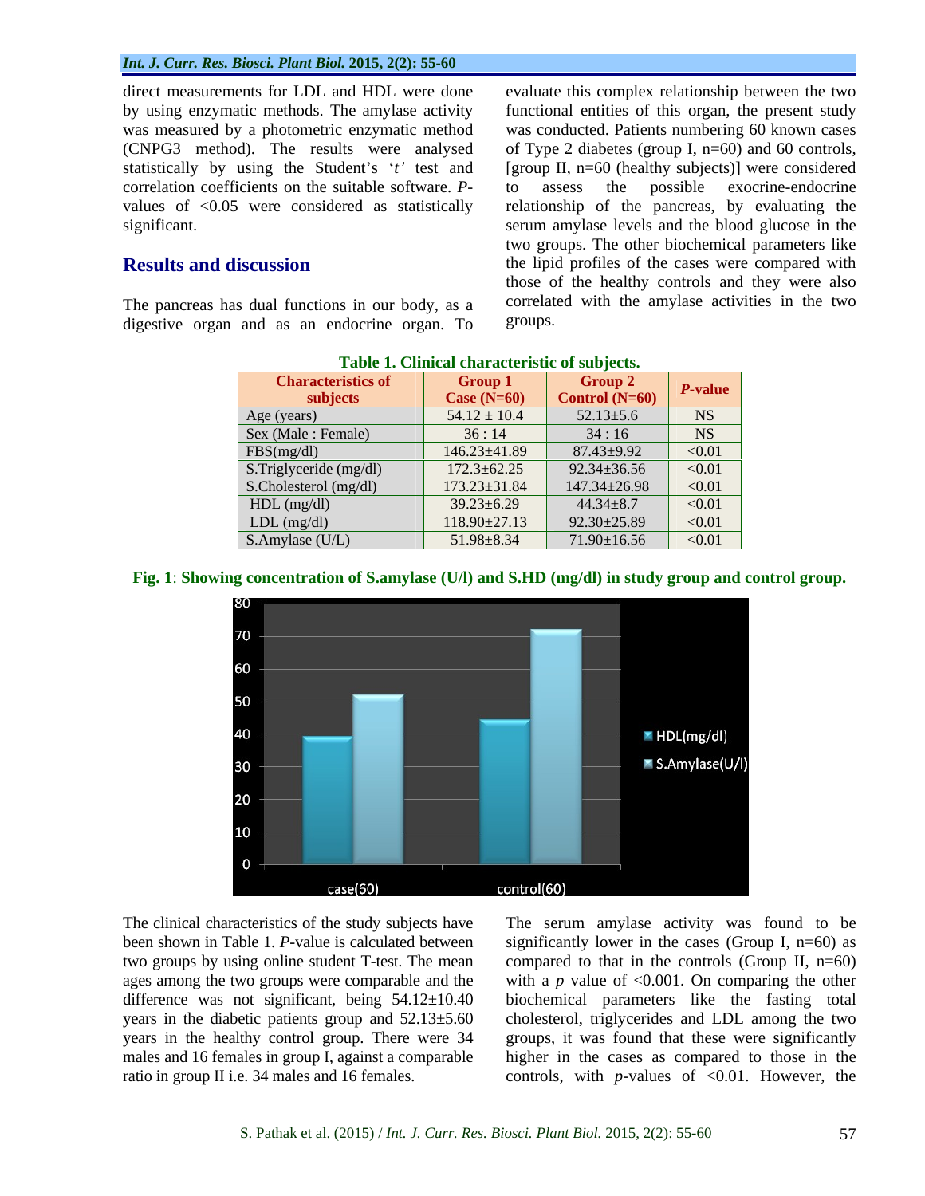direct measurements for LDL and HDL were done by using enzymatic methods. The amylase activity was measured by a photometric enzymatic method (CNPG3 method). The results were analysed statistically by using the Student's '*t*' test and correlation coefficients on the suitable software. *P*-values of <0.05 were considered as statistically significant.

## Results and discussion

The pancreas has dual functions in our body, as a digestive organ and as an endocrine organ. To evaluate this complex relationship between the two functional entities of this organ, the present study was conducted. Patients numbering 60 known cases of Type 2 diabetes (group I, n=60) and 60 controls, [group II, n=60 (healthy subjects)] were considered to assess the possible exocrine-endocrine relationship of the pancreas, by evaluating the serum amylase levels and the blood glucose in the two groups. The other biochemical parameters like the lipid profiles of the cases were compared with those of the healthy controls and they were also correlated with the amylase activities in the two groups.

**Table 1. Clinical characteristic of subjects.**

| Characteristics of subjects | Group 1 Case (N=60) | Group 2 Control (N=60) | *P*-value |
|---|---|---|---|
| Age (years) | 54.12 ± 10.4 | 52.13±5.6 | NS |
| Sex (Male : Female) | 36 : 14 | 34 : 16 | NS |
| FBS(mg/dl) | 146.23±41.89 | 87.43±9.92 | <0.01 |
| S.Triglyceride (mg/dl) | 172.3±62.25 | 92.34±36.56 | <0.01 |
| S.Cholesterol (mg/dl) | 173.23±31.84 | 147.34±26.98 | <0.01 |
| HDL (mg/dl) | 39.23±6.29 | 44.34±8.7 | <0.01 |
| LDL (mg/dl) | 118.90±27.13 | 92.30±25.89 | <0.01 |
| S.Amylase (U/L) | 51.98±8.34 | 71.90±16.56 | <0.01 |

**Fig. 1**: **Showing concentration of S.amylase (U/l) and S.HD (mg/dl) in study group and control group.**

The clinical characteristics of the study subjects have been shown in Table 1. *P*-value is calculated between two groups by using online student T-test. The mean ages among the two groups were comparable and the difference was not significant, being 54.12±10.40 years in the diabetic patients group and 52.13±5.60 years in the healthy control group. There were 34 males and 16 females in group I, against a comparable ratio in group II i.e. 34 males and 16 females.

The serum amylase activity was found to be significantly lower in the cases (Group I, n=60) as compared to that in the controls (Group II, n=60) with a *p* value of <0.001. On comparing the other biochemical parameters like the fasting total cholesterol, triglycerides and LDL among the two groups, it was found that these were significantly higher in the cases as compared to those in the controls, with *p*-values of <0.01. However, the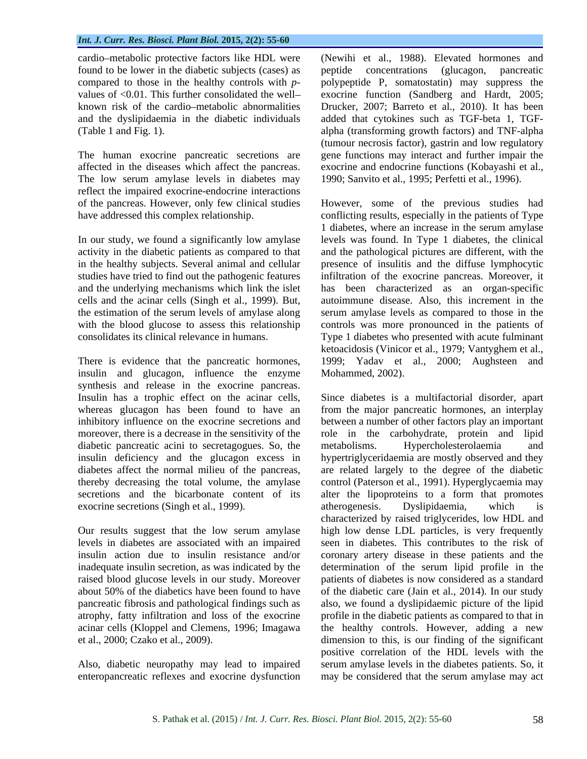cardio–metabolic protective factors like HDL were found to be lower in the diabetic subjects (cases) as compared to those in the healthy controls with *p*-values of <0.01. This further consolidated the well–known risk of the cardio–metabolic abnormalities and the dyslipidaemia in the diabetic individuals (Table 1 and Fig. 1).

The human exocrine pancreatic secretions are affected in the diseases which affect the pancreas. The low serum amylase levels in diabetes may reflect the impaired exocrine-endocrine interactions of the pancreas. However, only few clinical studies have addressed this complex relationship.

In our study, we found a significantly low amylase activity in the diabetic patients as compared to that in the healthy subjects. Several animal and cellular studies have tried to find out the pathogenic features and the underlying mechanisms which link the islet cells and the acinar cells (Singh et al., 1999). But, the estimation of the serum levels of amylase along with the blood glucose to assess this relationship consolidates its clinical relevance in humans.

There is evidence that the pancreatic hormones, insulin and glucagon, influence the enzyme synthesis and release in the exocrine pancreas. Insulin has a trophic effect on the acinar cells, whereas glucagon has been found to have an inhibitory influence on the exocrine secretions and moreover, there is a decrease in the sensitivity of the diabetic pancreatic acini to secretagogues. So, the insulin deficiency and the glucagon excess in diabetes affect the normal milieu of the pancreas, thereby decreasing the total volume, the amylase secretions and the bicarbonate content of its exocrine secretions (Singh et al., 1999).

Our results suggest that the low serum amylase levels in diabetes are associated with an impaired insulin action due to insulin resistance and/or inadequate insulin secretion, as was indicated by the raised blood glucose levels in our study. Moreover about 50% of the diabetics have been found to have pancreatic fibrosis and pathological findings such as atrophy, fatty infiltration and loss of the exocrine acinar cells (Kloppel and Clemens, 1996; Imagawa et al., 2000; Czako et al., 2009).

Also, diabetic neuropathy may lead to impaired enteropancreatic reflexes and exocrine dysfunction (Newihi et al., 1988). Elevated hormones and peptide concentrations (glucagon, pancreatic polypeptide P, somatostatin) may suppress the exocrine function (Sandberg and Hardt, 2005; Drucker, 2007; Barreto et al., 2010). It has been added that cytokines such as TGF-beta 1, TGF-alpha (transforming growth factors) and TNF-alpha (tumour necrosis factor), gastrin and low regulatory gene functions may interact and further impair the exocrine and endocrine functions (Kobayashi et al., 1990; Sanvito et al., 1995; Perfetti et al., 1996).

However, some of the previous studies had conflicting results, especially in the patients of Type 1 diabetes, where an increase in the serum amylase levels was found. In Type 1 diabetes, the clinical and the pathological pictures are different, with the presence of insulitis and the diffuse lymphocytic infiltration of the exocrine pancreas. Moreover, it has been characterized as an organ-specific autoimmune disease. Also, this increment in the serum amylase levels as compared to those in the controls was more pronounced in the patients of Type 1 diabetes who presented with acute fulminant ketoacidosis (Vinicor et al., 1979; Vantyghem et al., 1999; Yadav et al., 2000; Aughsteen and Mohammed, 2002).

Since diabetes is a multifactorial disorder, apart from the major pancreatic hormones, an interplay between a number of other factors play an important role in the carbohydrate, protein and lipid metabolisms. Hypercholesterolaemia and hypertriglyceridaemia are mostly observed and they are related largely to the degree of the diabetic control (Paterson et al., 1991). Hyperglycaemia may alter the lipoproteins to a form that promotes atherogenesis. Dyslipidaemia, which is characterized by raised triglycerides, low HDL and high low dense LDL particles, is very frequently seen in diabetes. This contributes to the risk of coronary artery disease in these patients and the determination of the serum lipid profile in the patients of diabetes is now considered as a standard of the diabetic care (Jain et al., 2014). In our study also, we found a dyslipidaemic picture of the lipid profile in the diabetic patients as compared to that in the healthy controls. However, adding a new dimension to this, is our finding of the significant positive correlation of the HDL levels with the serum amylase levels in the diabetes patients. So, it may be considered that the serum amylase may act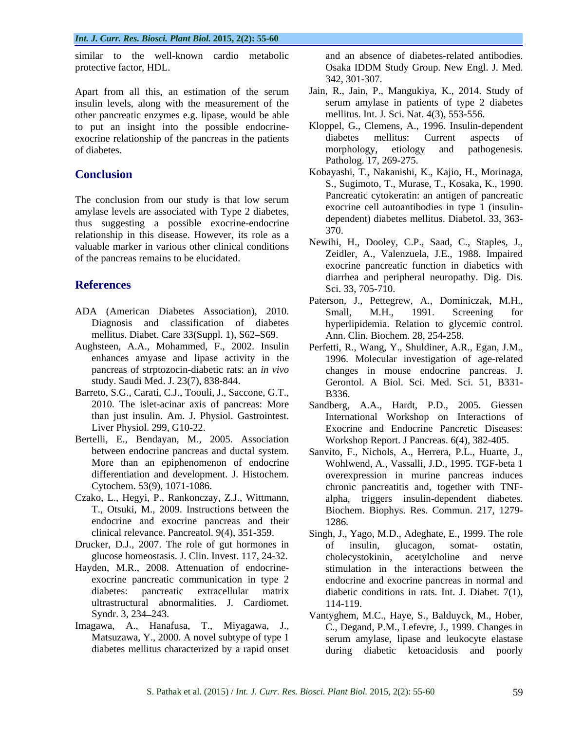similar to the well-known cardio metabolic protective factor, HDL.

Apart from all this, an estimation of the serum insulin levels, along with the measurement of the other pancreatic enzymes e.g. lipase, would be able to put an insight into the possible endocrine-exocrine relationship of the pancreas in the patients of diabetes.

## Conclusion

The conclusion from our study is that low serum amylase levels are associated with Type 2 diabetes, thus suggesting a possible exocrine-endocrine relationship in this disease. However, its role as a valuable marker in various other clinical conditions of the pancreas remains to be elucidated.

## References

ADA (American Diabetes Association), 2010. Diagnosis and classification of diabetes mellitus. Diabet. Care 33(Suppl. 1), S62–S69.

Aughsteen, A.A., Mohammed, F., 2002. Insulin enhances amyase and lipase activity in the pancreas of strptozocin-diabetic rats: an *in vivo* study. Saudi Med. J. 23(7), 838-844.

Barreto, S.G., Carati, C.J., Toouli, J., Saccone, G.T., 2010. The islet-acinar axis of pancreas: More than just insulin. Am. J. Physiol. Gastrointest. Liver Physiol. 299, G10-22.

Bertelli, E., Bendayan, M., 2005. Association between endocrine pancreas and ductal system. More than an epiphenomenon of endocrine differentiation and development. J. Histochem. Cytochem. 53(9), 1071-1086.

Czako, L., Hegyi, P., Rankonczay, Z.J., Wittmann, T., Otsuki, M., 2009. Instructions between the endocrine and exocrine pancreas and their clinical relevance. Pancreatol. 9(4), 351-359.

Drucker, D.J., 2007. The role of gut hormones in glucose homeostasis. J. Clin. Invest. 117, 24-32.

Hayden, M.R., 2008. Attenuation of endocrine-exocrine pancreatic communication in type 2 diabetes: pancreatic extracellular matrix ultrastructural abnormalities. J. Cardiomet. Syndr. 3, 234–243.

Imagawa, A., Hanafusa, T., Miyagawa, J., Matsuzawa, Y., 2000. A novel subtype of type 1 diabetes mellitus characterized by a rapid onset and an absence of diabetes-related antibodies. Osaka IDDM Study Group. New Engl. J. Med. 342, 301-307.

Jain, R., Jain, P., Mangukiya, K., 2014. Study of serum amylase in patients of type 2 diabetes mellitus. Int. J. Sci. Nat. 4(3), 553-556.

Kloppel, G., Clemens, A., 1996. Insulin-dependent diabetes mellitus: Current aspects of morphology, etiology and pathogenesis. Patholog. 17, 269-275.

Kobayashi, T., Nakanishi, K., Kajio, H., Morinaga, S., Sugimoto, T., Murase, T., Kosaka, K., 1990. Pancreatic cytokeratin: an antigen of pancreatic exocrine cell autoantibodies in type 1 (insulin-dependent) diabetes mellitus. Diabetol. 33, 363-370.

Newihi, H., Dooley, C.P., Saad, C., Staples, J., Zeidler, A., Valenzuela, J.E., 1988. Impaired exocrine pancreatic function in diabetics with diarrhea and peripheral neuropathy. Dig. Dis. Sci. 33, 705-710.

Paterson, J., Pettegrew, A., Dominiczak, M.H., Small, M.H., 1991. Screening for hyperlipidemia. Relation to glycemic control. Ann. Clin. Biochem. 28, 254-258.

Perfetti, R., Wang, Y., Shuldiner, A.R., Egan, J.M., 1996. Molecular investigation of age-related changes in mouse endocrine pancreas. J. Gerontol. A Biol. Sci. Med. Sci. 51, B331-B336.

Sandberg, A.A., Hardt, P.D., 2005. Giessen International Workshop on Interactions of Exocrine and Endocrine Pancretic Diseases: Workshop Report. J Pancreas. 6(4), 382-405.

Sanvito, F., Nichols, A., Herrera, P.L., Huarte, J., Wohlwend, A., Vassalli, J.D., 1995. TGF-beta 1 overexpression in murine pancreas induces chronic pancreatitis and, together with TNF-alpha, triggers insulin-dependent diabetes. Biochem. Biophys. Res. Commun. 217, 1279-1286.

Singh, J., Yago, M.D., Adeghate, E., 1999. The role of insulin, glucagon, somat- ostatin, cholecystokinin, acetylcholine and nerve stimulation in the interactions between the endocrine and exocrine pancreas in normal and diabetic conditions in rats. Int. J. Diabet. 7(1), 114-119.

Vantyghem, M.C., Haye, S., Balduyck, M., Hober, C., Degand, P.M., Lefevre, J., 1999. Changes in serum amylase, lipase and leukocyte elastase during diabetic ketoacidosis and poorly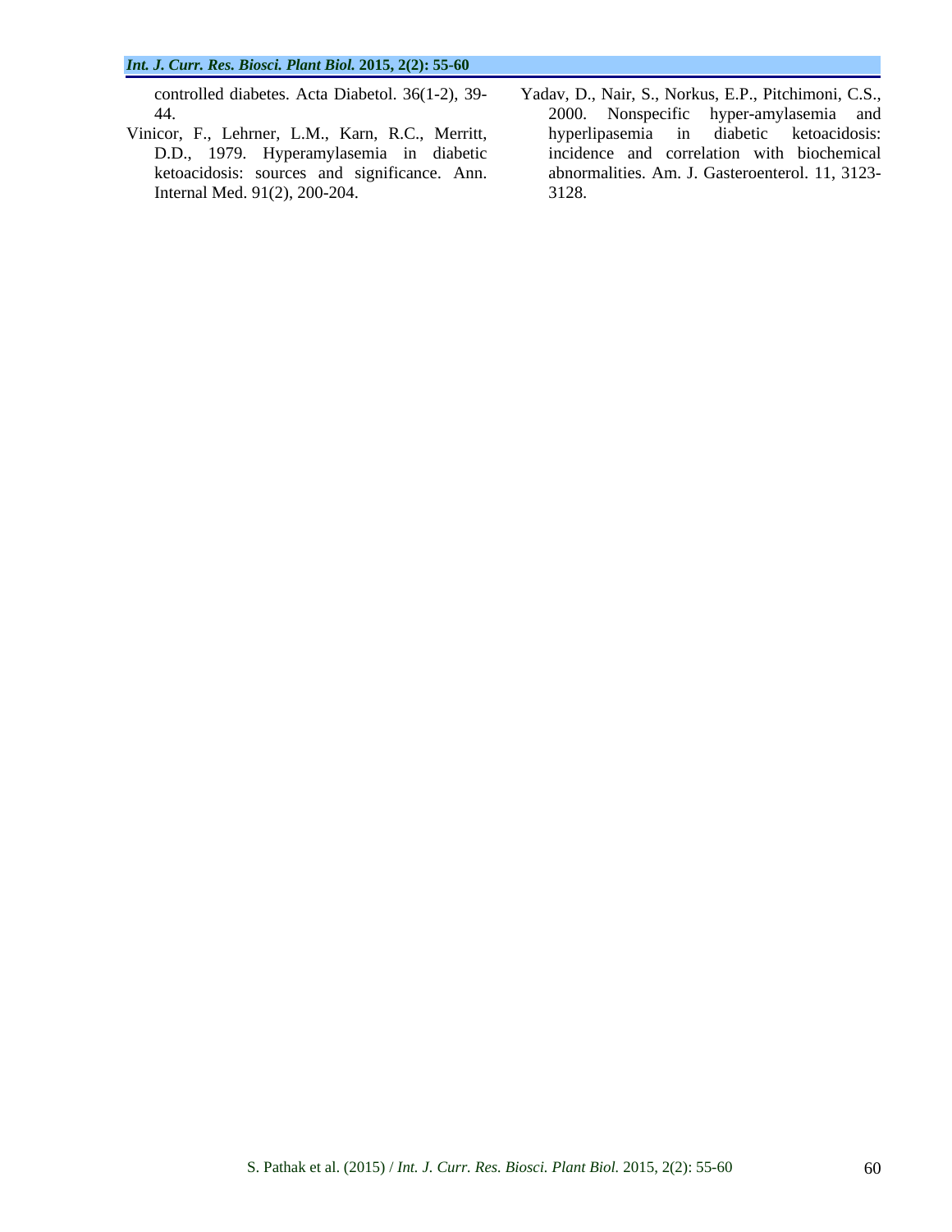controlled diabetes. Acta Diabetol. 36(1-2), 39-44.

Vinicor, F., Lehrner, L.M., Karn, R.C., Merritt, D.D., 1979. Hyperamylasemia in diabetic ketoacidosis: sources and significance. Ann. Internal Med. 91(2), 200-204.

Yadav, D., Nair, S., Norkus, E.P., Pitchimoni, C.S., 2000. Nonspecific hyper-amylasemia and hyperlipasemia in diabetic ketoacidosis: incidence and correlation with biochemical abnormalities. Am. J. Gasteroenterol. 11, 3123-3128.